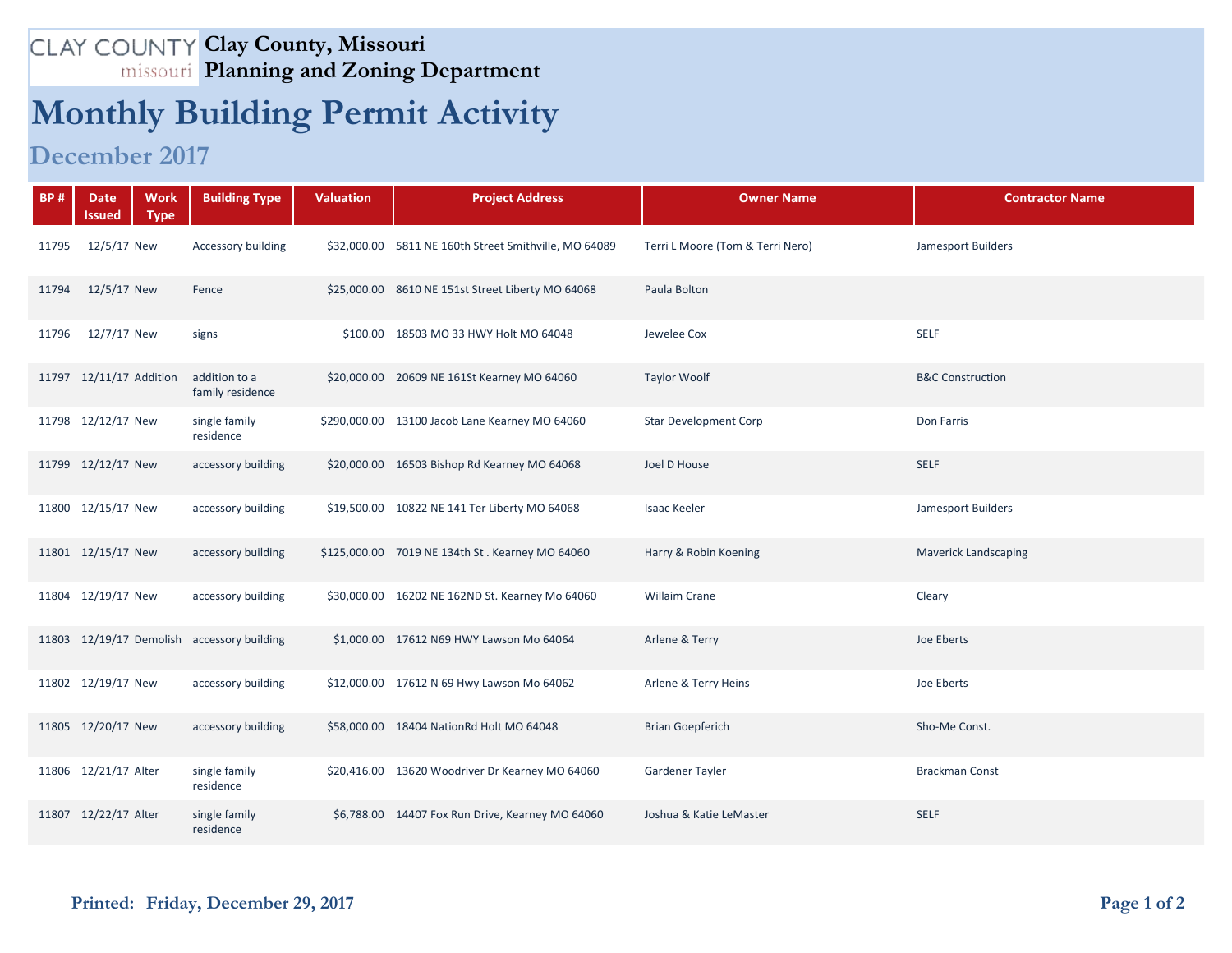CLAY COUNTY missouri

# Clay County, Missouri
## Planning and Zoning Department

# Monthly Building Permit Activity

## December 2017

| BP # | Date Issued | Work Type | Building Type | Valuation | Project Address | Owner Name | Contractor Name |
|---|---|---|---|---|---|---|---|
| 11795 | 12/5/17 | New | Accessory building | $32,000.00 | 5811 NE 160th Street Smithville, MO 64089 | Terri L Moore (Tom & Terri Nero) | Jamesport Builders |
| 11794 | 12/5/17 | New | Fence | $25,000.00 | 8610 NE 151st Street Liberty MO 64068 | Paula Bolton | |
| 11796 | 12/7/17 | New | signs | $100.00 | 18503 MO 33 HWY Holt MO 64048 | Jewelee Cox | SELF |
| 11797 | 12/11/17 | Addition | addition to a family residence | $20,000.00 | 20609 NE 161St Kearney MO 64060 | Taylor Woolf | B&C Construction |
| 11798 | 12/12/17 | New | single family residence | $290,000.00 | 13100 Jacob Lane Kearney MO 64060 | Star Development Corp | Don Farris |
| 11799 | 12/12/17 | New | accessory building | $20,000.00 | 16503 Bishop Rd Kearney MO 64068 | Joel D House | SELF |
| 11800 | 12/15/17 | New | accessory building | $19,500.00 | 10822 NE 141 Ter Liberty MO 64068 | Isaac Keeler | Jamesport Builders |
| 11801 | 12/15/17 | New | accessory building | $125,000.00 | 7019 NE 134th St . Kearney MO 64060 | Harry & Robin Koening | Maverick Landscaping |
| 11804 | 12/19/17 | New | accessory building | $30,000.00 | 16202 NE 162ND St. Kearney Mo 64060 | Willaim Crane | Cleary |
| 11803 | 12/19/17 | Demolish | accessory building | $1,000.00 | 17612 N69 HWY Lawson Mo 64064 | Arlene & Terry | Joe Eberts |
| 11802 | 12/19/17 | New | accessory building | $12,000.00 | 17612 N 69 Hwy Lawson Mo 64062 | Arlene & Terry Heins | Joe Eberts |
| 11805 | 12/20/17 | New | accessory building | $58,000.00 | 18404 NationRd Holt MO 64048 | Brian Goepferich | Sho-Me Const. |
| 11806 | 12/21/17 | Alter | single family residence | $20,416.00 | 13620 Woodriver Dr Kearney MO 64060 | Gardener Tayler | Brackman Const |
| 11807 | 12/22/17 | Alter | single family residence | $6,788.00 | 14407 Fox Run Drive, Kearney MO 64060 | Joshua & Katie LeMaster | SELF |

**Printed: Friday, December 29, 2017**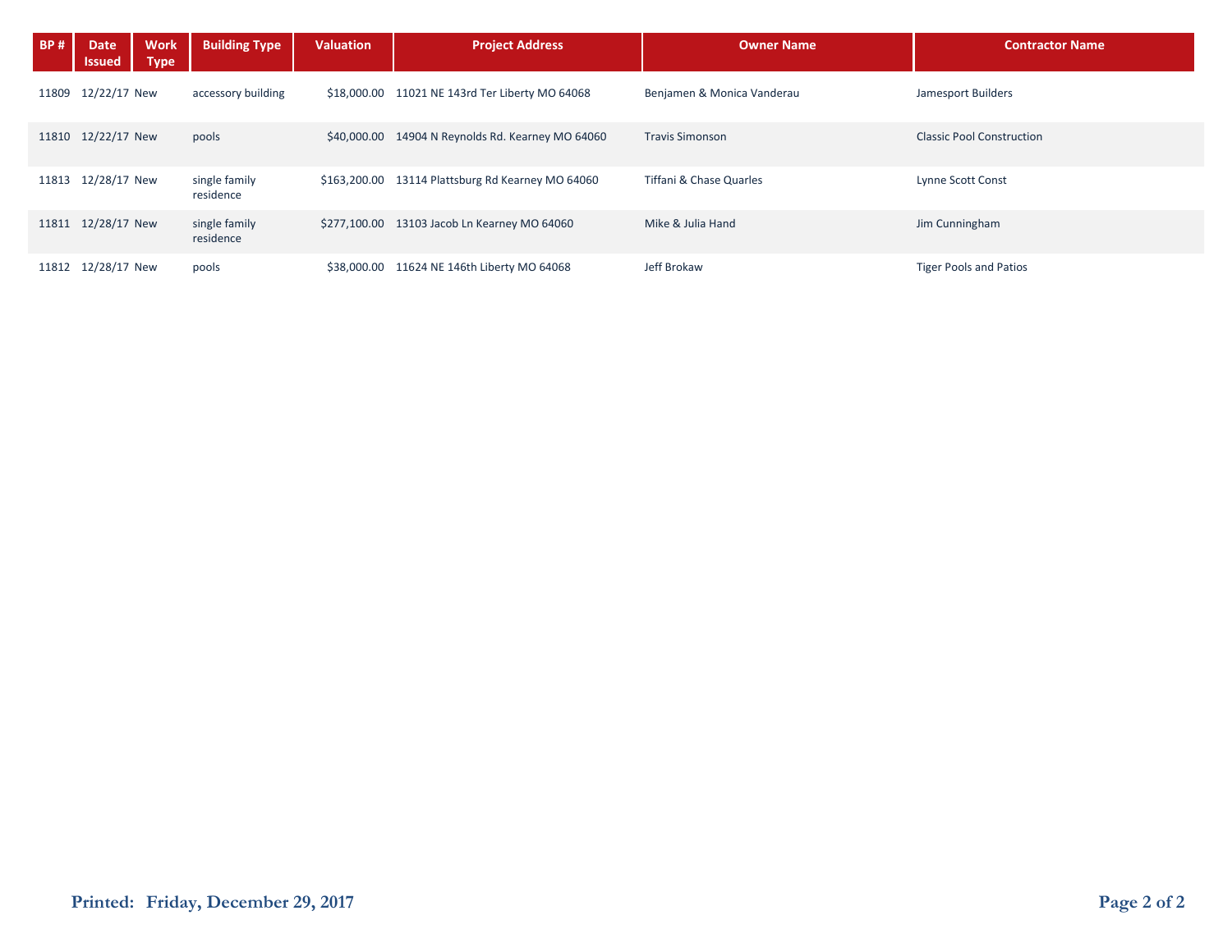| BP # | Date Issued | Work Type | Building Type | Valuation | Project Address | Owner Name | Contractor Name |
|---|---|---|---|---|---|---|---|
| 11809 | 12/22/17 | New | accessory building | $18,000.00 | 11021 NE 143rd Ter Liberty MO 64068 | Benjamen & Monica Vanderau | Jamesport Builders |
| 11810 | 12/22/17 | New | pools | $40,000.00 | 14904 N Reynolds Rd. Kearney MO 64060 | Travis Simonson | Classic Pool Construction |
| 11813 | 12/28/17 | New | single family residence | $163,200.00 | 13114 Plattsburg Rd Kearney MO 64060 | Tiffani & Chase Quarles | Lynne Scott Const |
| 11811 | 12/28/17 | New | single family residence | $277,100.00 | 13103 Jacob Ln Kearney MO 64060 | Mike & Julia Hand | Jim Cunningham |
| 11812 | 12/28/17 | New | pools | $38,000.00 | 11624 NE 146th Liberty MO 64068 | Jeff Brokaw | Tiger Pools and Patios |

**Printed: Friday, December 29, 2017**